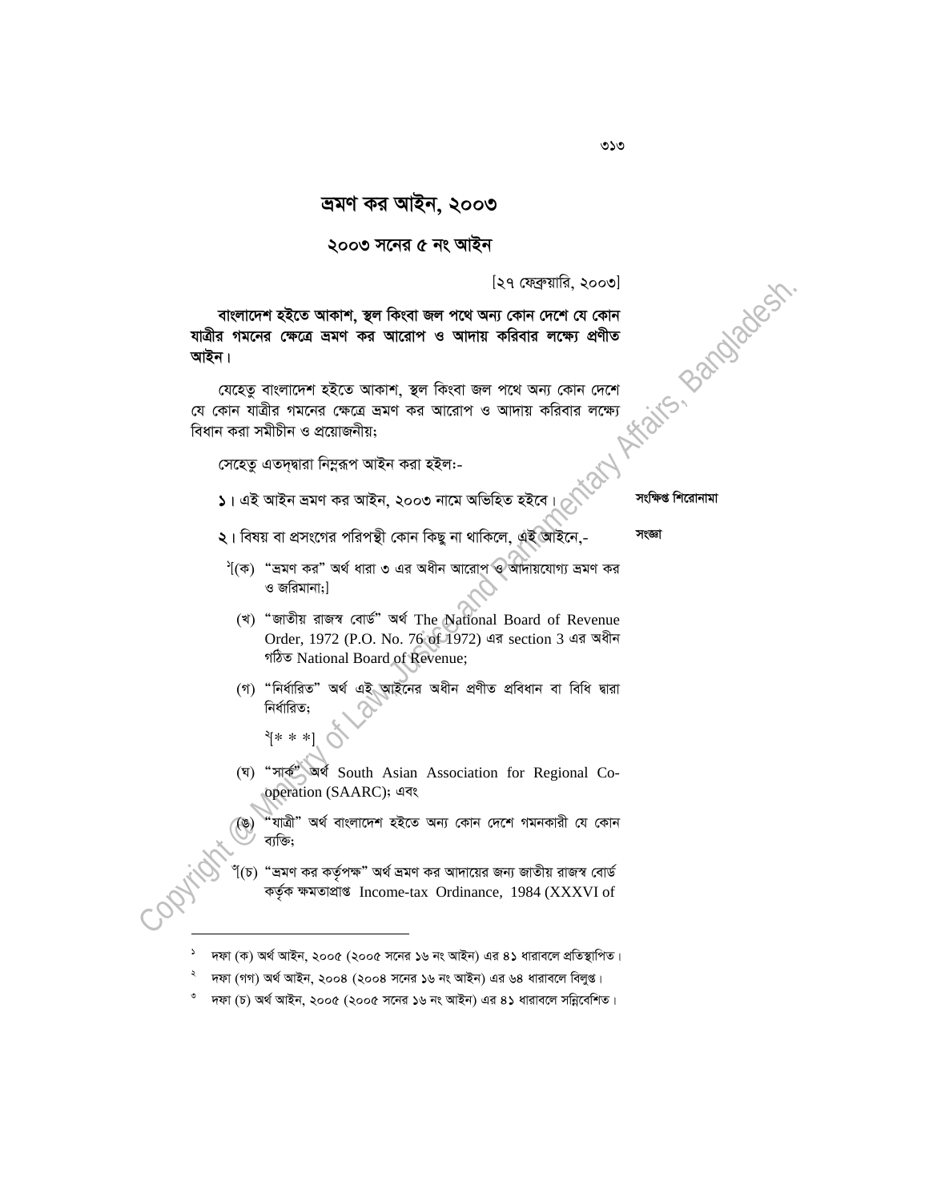# ভ্রমণ কর আইন, ২০০৩

## ২০০৩ সনের ৫ নং আইন

[২৭ ফেব্রুয়ারি, ২০০৩]

**বাংলাদেশ হইতে আকাশ, স্থল কিংবা জল পথে অন্য কোন দেশে যে কোন যাত্রীর গমনের ক্ষেত্রে ভ্রমণ কর আরোপ ও আদায় করিবার লক্ষ্যে প্রণীত আইন।**

যেহেতু বাংলাদেশ হইতে আকাশ, স্থল কিংবা জল পথে অন্য কোন দেশে যে কোন যাত্রীর গমনের ক্ষেত্রে ভ্রমণ কর আরোপ ও আদায় করিবার লক্ষ্যে বিধান করা সমীচীন ও প্রয়োজনীয়;

সেহেতু এতদ্দ্বারা নিম্নরূপ আইন করা হইল:-

সংক্ষিপ্ত শিরোনামা

**১**। এই আইন ভ্রমণ কর আইন, ২০০৩ নামে অভিহিত হইবে।

সংজ্ঞা

**২**। বিষয় বা প্রসংগের পরিপন্থী কোন কিছু না থাকিলে, এই আইনে,-

[১][(ক) "ভ্রমণ কর" অর্থ ধারা ৩ এর অধীন আরোপ ও আদায়যোগ্য ভ্রমণ কর ও জরিমানা;]

(খ) "জাতীয় রাজস্ব বোর্ড" অর্থ The National Board of Revenue Order, 1972 (P.O. No. 76 of 1972) এর section 3 এর অধীন গঠিত National Board of Revenue;

(গ) "নির্ধারিত" অর্থ এই আইনের অধীন প্রণীত প্রবিধান বা বিধি দ্বারা নির্ধারিত;

[২][* * *]

(ঘ) "সার্ক" অর্থ South Asian Association for Regional Co-operation (SAARC); এবং

(ঙ) "যাত্রী" অর্থ বাংলাদেশ হইতে অন্য কোন দেশে গমনকারী যে কোন ব্যক্তি;

[৩][(চ) "ভ্রমণ কর কর্তৃপক্ষ" অর্থ ভ্রমণ কর আদায়ের জন্য জাতীয় রাজস্ব বোর্ড কর্তৃক ক্ষমতাপ্রাপ্ত Income-tax Ordinance, 1984 (XXXVI of

---

[১] দফা (ক) অর্থ আইন, ২০০৫ (২০০৫ সনের ১৬ নং আইন) এর ৪১ ধারাবলে প্রতিস্থাপিত।

[২] দফা (গগ) অর্থ আইন, ২০০৪ (২০০৪ সনের ১৬ নং আইন) এর ৬৪ ধারাবলে বিলুপ্ত।

[৩] দফা (চ) অর্থ আইন, ২০০৫ (২০০৫ সনের ১৬ নং আইন) এর ৪১ ধারাবলে সন্নিবেশিত।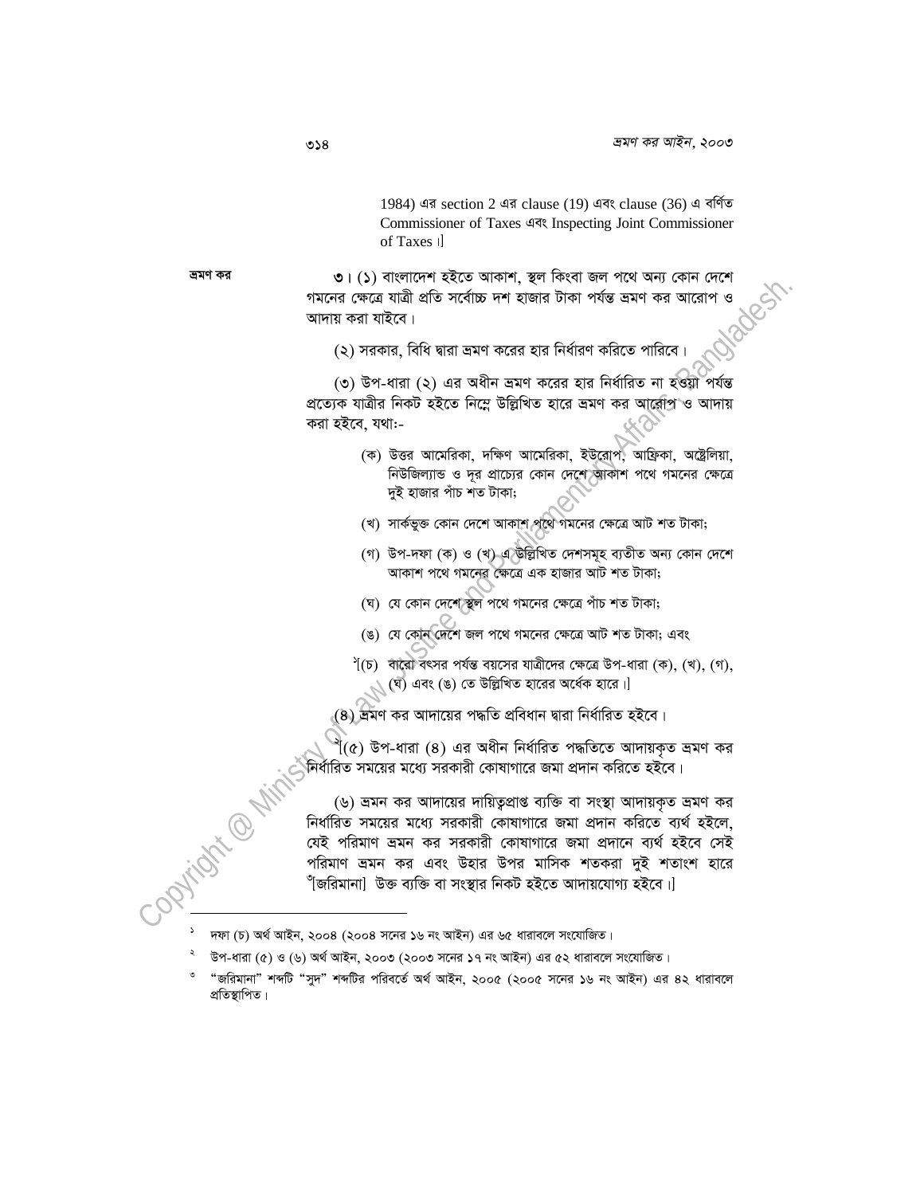1984) এর section 2 এর clause (19) এবং clause (36) এ বর্ণিত Commissioner of Taxes এবং Inspecting Joint Commissioner of Taxes ।]

**ভ্রমণ কর**

৩। (১) বাংলাদেশ হইতে আকাশ, স্থল কিংবা জল পথে অন্য কোন দেশে গমনের ক্ষেত্রে যাত্রী প্রতি সর্বোচ্চ দশ হাজার টাকা পর্যন্ত ভ্রমণ কর আরোপ ও আদায় করা যাইবে।

(২) সরকার, বিধি দ্বারা ভ্রমণ করের হার নির্ধারণ করিতে পারিবে।

(৩) উপ-ধারা (২) এর অধীন ভ্রমণ করের হার নির্ধারিত না হওয়া পর্যন্ত প্রত্যেক যাত্রীর নিকট হইতে নিম্নে উল্লিখিত হারে ভ্রমণ কর আরোপ ও আদায় করা হইবে, যথাঃ-

(ক) উত্তর আমেরিকা, দক্ষিণ আমেরিকা, ইউরোপ, আফ্রিকা, অস্ট্রেলিয়া, নিউজিল্যান্ড ও দূর প্রাচ্যের কোন দেশে আকাশ পথে গমনের ক্ষেত্রে দুই হাজার পাঁচ শত টাকা;

(খ) সার্কভুক্ত কোন দেশে আকাশ পথে গমনের ক্ষেত্রে আট শত টাকা;

(গ) উপ-দফা (ক) ও (খ) এ উল্লিখিত দেশসমূহ ব্যতীত অন্য কোন দেশে আকাশ পথে গমনের ক্ষেত্রে এক হাজার আট শত টাকা;

(ঘ) যে কোন দেশে স্থল পথে গমনের ক্ষেত্রে পাঁচ শত টাকা;

(ঙ) যে কোন দেশে জল পথে গমনের ক্ষেত্রে আট শত টাকা; এবং

[১][(চ) বারো বৎসর পর্যন্ত বয়সের যাত্রীদের ক্ষেত্রে উপ-ধারা (ক), (খ), (গ), (ঘ) এবং (ঙ) তে উল্লিখিত হারের অর্ধেক হারে।]

(৪) ভ্রমণ কর আদায়ের পদ্ধতি প্রবিধান দ্বারা নির্ধারিত হইবে।

[২][(৫) উপ-ধারা (৪) এর অধীন নির্ধারিত পদ্ধতিতে আদায়কৃত ভ্রমণ কর নির্ধারিত সময়ের মধ্যে সরকারী কোষাগারে জমা প্রদান করিতে হইবে।

(৬) ভ্রমন কর আদায়ের দায়িত্বপ্রাপ্ত ব্যক্তি বা সংস্থা আদায়কৃত ভ্রমণ কর নির্ধারিত সময়ের মধ্যে সরকারী কোষাগারে জমা প্রদান করিতে ব্যর্থ হইলে, যেই পরিমাণ ভ্রমন কর সরকারী কোষাগারে জমা প্রদানে ব্যর্থ হইবে সেই পরিমাণ ভ্রমন কর এবং উহার উপর মাসিক শতকরা দুই শতাংশ হারে [৩][জরিমানা] উক্ত ব্যক্তি বা সংস্থার নিকট হইতে আদায়যোগ্য হইবে।]

---

[১] দফা (চ) অর্থ আইন, ২০০৪ (২০০৪ সনের ১৬ নং আইন) এর ৬৫ ধারাবলে সংযোজিত।

[২] উপ-ধারা (৫) ও (৬) অর্থ আইন, ২০০৩ (২০০৩ সনের ১৭ নং আইন) এর ৫২ ধারাবলে সংযোজিত।

[৩] "জরিমানা" শব্দটি "সুদ" শব্দটির পরিবর্তে অর্থ আইন, ২০০৫ (২০০৫ সনের ১৬ নং আইন) এর ৪২ ধারাবলে প্রতিস্থাপিত।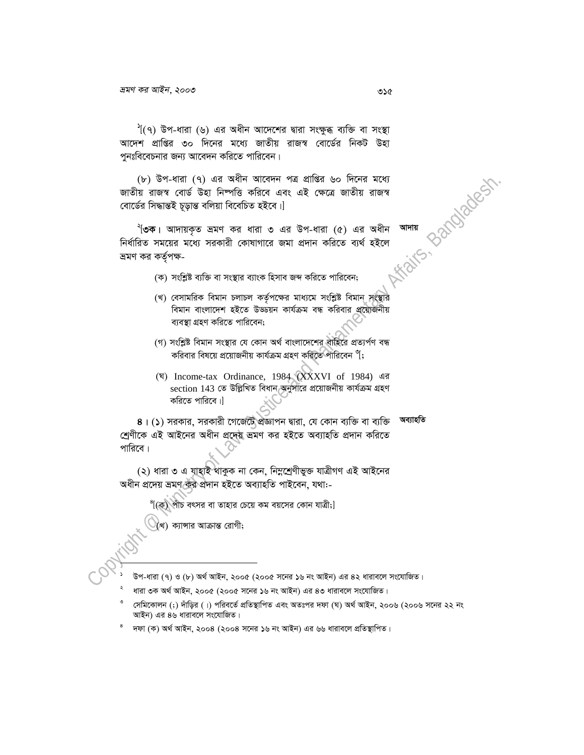[১][(৭) উপ-ধারা (৬) এর অধীন আদেশের দ্বারা সংক্ষুব্ধ ব্যক্তি বা সংস্থা আদেশ প্রাপ্তির ৩০ দিনের মধ্যে জাতীয় রাজস্ব বোর্ডের নিকট উহা পুনঃবিবেচনার জন্য আবেদন করিতে পারিবেন।

(৮) উপ-ধারা (৭) এর অধীন আবেদন পত্র প্রাপ্তির ৬০ দিনের মধ্যে জাতীয় রাজস্ব বোর্ড উহা নিষ্পত্তি করিবে এবং এই ক্ষেত্রে জাতীয় রাজস্ব বোর্ডের সিদ্ধান্তই চূড়ান্ত বলিয়া বিবেচিত হইবে।]

আদায়

[২][**৩ক**। আদায়কৃত ভ্রমণ কর ধারা ৩ এর উপ-ধারা (৫) এর অধীন নির্ধারিত সময়ের মধ্যে সরকারী কোষাগারে জমা প্রদান করিতে ব্যর্থ হইলে ভ্রমণ কর কর্তৃপক্ষ-

(ক) সংশ্লিষ্ট ব্যক্তি বা সংস্থার ব্যাংক হিসাব জব্দ করিতে পারিবেন;

(খ) বেসামরিক বিমান চলাচল কর্তৃপক্ষের মাধ্যমে সংশ্লিষ্ট বিমান সংস্থার বিমান বাংলাদেশ হইতে উড্ডয়ন কার্যক্রম বন্ধ করিবার প্রয়োজনীয় ব্যবস্থা গ্রহণ করিতে পারিবেন;

(গ) সংশ্লিষ্ট বিমান সংস্থার যে কোন অর্থ বাংলাদেশের বাহিরে প্রত্যর্পণ বন্ধ করিবার বিষয়ে প্রয়োজনীয় কার্যক্রম গ্রহণ করিতে পারিবেন [৩][;

(ঘ) Income-tax Ordinance, 1984 (XXXVI of 1984) এর section 143 তে উল্লিখিত বিধান অনুসারে প্রয়োজনীয় কার্যক্রম গ্রহণ করিতে পারিবে।]

অব্যাহতি

**৪**। (১) সরকার, সরকারী গেজেটে প্রজ্ঞাপন দ্বারা, যে কোন ব্যক্তি বা ব্যক্তি শ্রেণীকে এই আইনের অধীন প্রদেয় ভ্রমণ কর হইতে অব্যাহতি প্রদান করিতে পারিবে।

(২) ধারা ৩ এ যাহাই থাকুক না কেন, নিম্নশ্রেণীভুক্ত যাত্রীগণ এই আইনের অধীন প্রদেয় ভ্রমণ কর প্রদান হইতে অব্যাহতি পাইবেন, যথা:-

[৪][(ক) পাঁচ বৎসর বা তাহার চেয়ে কম বয়সের কোন যাত্রী;]

(খ) ক্যান্সার আক্রান্ত রোগী;

---

[১] উপ-ধারা (৭) ও (৮) অর্থ আইন, ২০০৫ (২০০৫ সনের ১৬ নং আইন) এর ৪২ ধারাবলে সংযোজিত।

[২] ধারা ৩ক অর্থ আইন, ২০০৫ (২০০৫ সনের ১৬ নং আইন) এর ৪৩ ধারাবলে সংযোজিত।

[৩] সেমিকোলন (;) দাঁড়ির (।) পরিবর্তে প্রতিস্থাপিত এবং অতঃপর দফা (ঘ) অর্থ আইন, ২০০৬ (২০০৬ সনের ২২ নং আইন) এর ৪৬ ধারাবলে সংযোজিত।

[৪] দফা (ক) অর্থ আইন, ২০০৪ (২০০৪ সনের ১৬ নং আইন) এর ৬৬ ধারাবলে প্রতিস্থাপিত।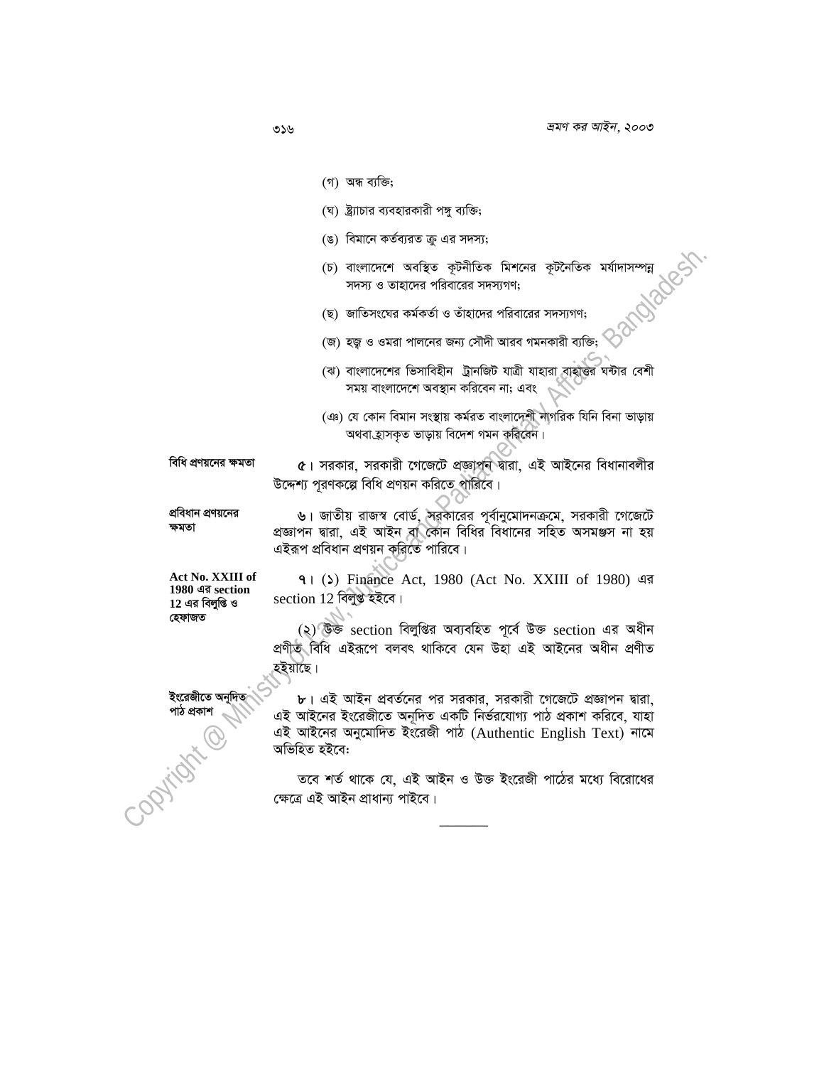(গ) অন্ধ ব্যক্তি;

(ঘ) ষ্ট্র্যাচার ব্যবহারকারী পঙ্গু ব্যক্তি;

(ঙ) বিমানে কর্তব্যরত ক্রু এর সদস্য;

(চ) বাংলাদেশে অবস্থিত কূটনীতিক মিশনের কূটনৈতিক মর্যাদাসম্পন্ন সদস্য ও তাহাদের পরিবারের সদস্যগণ;

(ছ) জাতিসংঘের কর্মকর্তা ও তাঁহাদের পরিবারের সদস্যগণ;

(জ) হজ্ব ও ওমরা পালনের জন্য সৌদী আরব গমনকারী ব্যক্তি;

(ঝ) বাংলাদেশের ভিসাবিহীন ট্রানজিট যাত্রী যাহারা বাহাত্তর ঘন্টার বেশী সময় বাংলাদেশে অবস্থান করিবেন না; এবং

(ঞ) যে কোন বিমান সংস্থায় কর্মরত বাংলাদেশী নাগরিক যিনি বিনা ভাড়ায় অথবা হ্রাসকৃত ভাড়ায় বিদেশ গমন করিবেন।

**বিধি প্রণয়নের ক্ষমতা**

৫। সরকার, সরকারী গেজেটে প্রজ্ঞাপন দ্বারা, এই আইনের বিধানাবলীর উদ্দেশ্য পূরণকল্পে বিধি প্রণয়ন করিতে পারিবে।

**প্রবিধান প্রণয়নের ক্ষমতা**

৬। জাতীয় রাজস্ব বোর্ড, সরকারের পূর্বানুমোদনক্রমে, সরকারী গেজেটে প্রজ্ঞাপন দ্বারা, এই আইন বা কোন বিধির বিধানের সহিত অসমঞ্জস না হয় এইরূপ প্রবিধান প্রণয়ন করিতে পারিবে।

**Act No. XXIII of 1980 এর section 12 এর বিলুপ্তি ও হেফাজত**

৭। (১) Finance Act, 1980 (Act No. XXIII of 1980) এর section 12 বিলুপ্ত হইবে।

(২) উক্ত section বিলুপ্তির অব্যবহিত পূর্বে উক্ত section এর অধীন প্রণীত বিধি এইরূপে বলবৎ থাকিবে যেন উহা এই আইনের অধীন প্রণীত হইয়াছে।

**ইংরেজীতে অনূদিত পাঠ প্রকাশ**

৮। এই আইন প্রবর্তনের পর সরকার, সরকারী গেজেটে প্রজ্ঞাপন দ্বারা, এই আইনের ইংরেজীতে অনূদিত একটি নির্ভরযোগ্য পাঠ প্রকাশ করিবে, যাহা এই আইনের অনুমোদিত ইংরেজী পাঠ (Authentic English Text) নামে অভিহিত হইবেঃ

তবে শর্ত থাকে যে, এই আইন ও উক্ত ইংরেজী পাঠের মধ্যে বিরোধের ক্ষেত্রে এই আইন প্রাধান্য পাইবে।

---